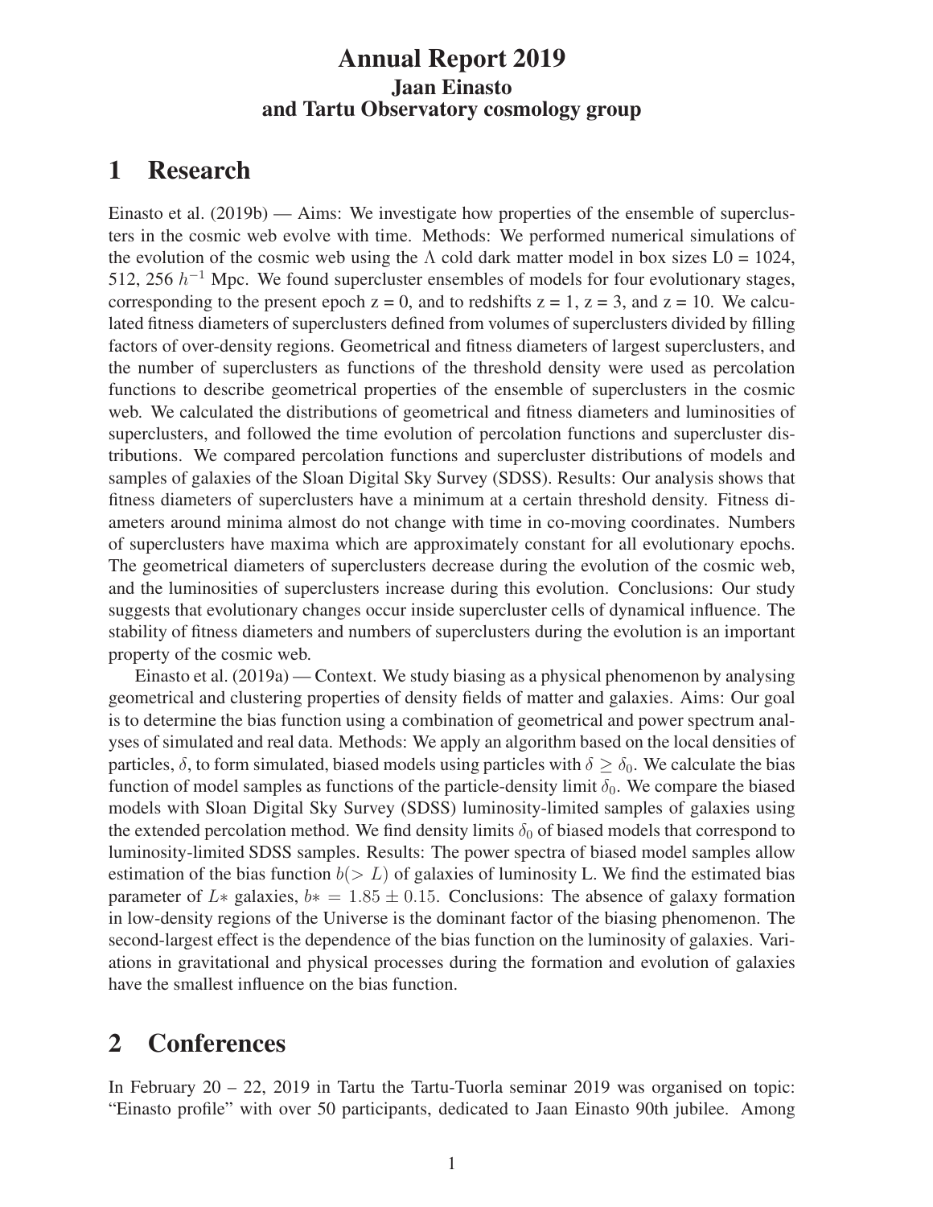# Annual Report 2019

## Jaan Einasto and Tartu Observatory cosmology group

# 1 Research

Einasto et al. (2019b) — Aims: We investigate how properties of the ensemble of superclusters in the cosmic web evolve with time. Methods: We performed numerical simulations of the evolution of the cosmic web using the $\Lambda$ cold dark matter model in box sizes L0 = 1024, 512, 256 $h^{-1}$ Mpc. We found supercluster ensembles of models for four evolutionary stages, corresponding to the present epoch z = 0, and to redshifts z = 1, z = 3, and z = 10. We calculated fitness diameters of superclusters defined from volumes of superclusters divided by filling factors of over-density regions. Geometrical and fitness diameters of largest superclusters, and the number of superclusters as functions of the threshold density were used as percolation functions to describe geometrical properties of the ensemble of superclusters in the cosmic web. We calculated the distributions of geometrical and fitness diameters and luminosities of superclusters, and followed the time evolution of percolation functions and supercluster distributions. We compared percolation functions and supercluster distributions of models and samples of galaxies of the Sloan Digital Sky Survey (SDSS). Results: Our analysis shows that fitness diameters of superclusters have a minimum at a certain threshold density. Fitness diameters around minima almost do not change with time in co-moving coordinates. Numbers of superclusters have maxima which are approximately constant for all evolutionary epochs. The geometrical diameters of superclusters decrease during the evolution of the cosmic web, and the luminosities of superclusters increase during this evolution. Conclusions: Our study suggests that evolutionary changes occur inside supercluster cells of dynamical influence. The stability of fitness diameters and numbers of superclusters during the evolution is an important property of the cosmic web.

Einasto et al. (2019a) — Context. We study biasing as a physical phenomenon by analysing geometrical and clustering properties of density fields of matter and galaxies. Aims: Our goal is to determine the bias function using a combination of geometrical and power spectrum analyses of simulated and real data. Methods: We apply an algorithm based on the local densities of particles, $\delta$, to form simulated, biased models using particles with $\delta \geq \delta_0$. We calculate the bias function of model samples as functions of the particle-density limit $\delta_0$. We compare the biased models with Sloan Digital Sky Survey (SDSS) luminosity-limited samples of galaxies using the extended percolation method. We find density limits $\delta_0$ of biased models that correspond to luminosity-limited SDSS samples. Results: The power spectra of biased model samples allow estimation of the bias function $b(> L)$ of galaxies of luminosity L. We find the estimated bias parameter of $L*$ galaxies, $b* = 1.85 \pm 0.15$. Conclusions: The absence of galaxy formation in low-density regions of the Universe is the dominant factor of the biasing phenomenon. The second-largest effect is the dependence of the bias function on the luminosity of galaxies. Variations in gravitational and physical processes during the formation and evolution of galaxies have the smallest influence on the bias function.

# 2 Conferences

In February 20 – 22, 2019 in Tartu the Tartu-Tuorla seminar 2019 was organised on topic: "Einasto profile" with over 50 participants, dedicated to Jaan Einasto 90th jubilee. Among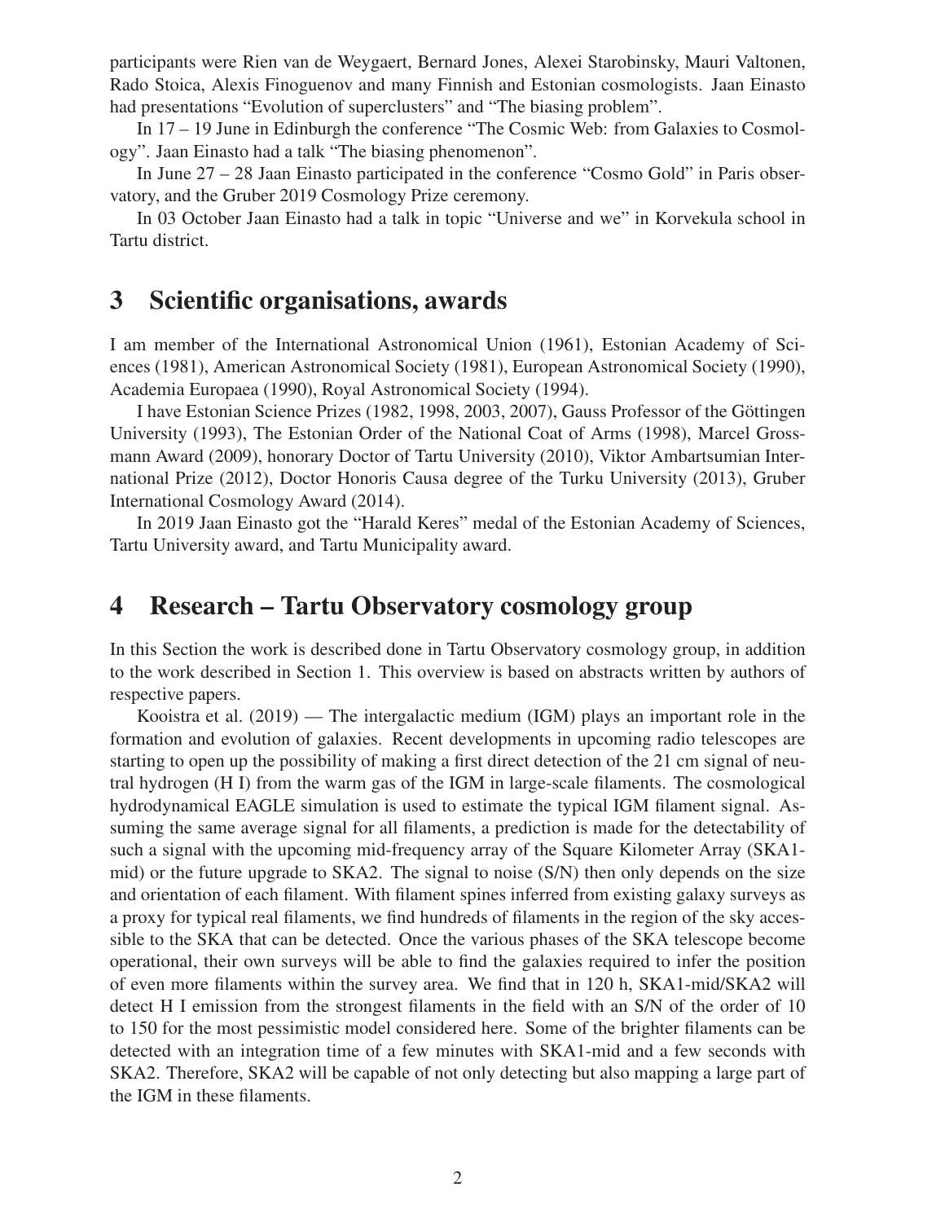participants were Rien van de Weygaert, Bernard Jones, Alexei Starobinsky, Mauri Valtonen, Rado Stoica, Alexis Finoguenov and many Finnish and Estonian cosmologists. Jaan Einasto had presentations "Evolution of superclusters" and "The biasing problem".

In 17 – 19 June in Edinburgh the conference "The Cosmic Web: from Galaxies to Cosmology". Jaan Einasto had a talk "The biasing phenomenon".

In June 27 – 28 Jaan Einasto participated in the conference "Cosmo Gold" in Paris observatory, and the Gruber 2019 Cosmology Prize ceremony.

In 03 October Jaan Einasto had a talk in topic "Universe and we" in Korvekula school in Tartu district.

# 3 Scientific organisations, awards

I am member of the International Astronomical Union (1961), Estonian Academy of Sciences (1981), American Astronomical Society (1981), European Astronomical Society (1990), Academia Europaea (1990), Royal Astronomical Society (1994).

I have Estonian Science Prizes (1982, 1998, 2003, 2007), Gauss Professor of the Göttingen University (1993), The Estonian Order of the National Coat of Arms (1998), Marcel Grossmann Award (2009), honorary Doctor of Tartu University (2010), Viktor Ambartsumian International Prize (2012), Doctor Honoris Causa degree of the Turku University (2013), Gruber International Cosmology Award (2014).

In 2019 Jaan Einasto got the "Harald Keres" medal of the Estonian Academy of Sciences, Tartu University award, and Tartu Municipality award.

# 4 Research – Tartu Observatory cosmology group

In this Section the work is described done in Tartu Observatory cosmology group, in addition to the work described in Section 1. This overview is based on abstracts written by authors of respective papers.

Kooistra et al. (2019) — The intergalactic medium (IGM) plays an important role in the formation and evolution of galaxies. Recent developments in upcoming radio telescopes are starting to open up the possibility of making a first direct detection of the 21 cm signal of neutral hydrogen (H I) from the warm gas of the IGM in large-scale filaments. The cosmological hydrodynamical EAGLE simulation is used to estimate the typical IGM filament signal. Assuming the same average signal for all filaments, a prediction is made for the detectability of such a signal with the upcoming mid-frequency array of the Square Kilometer Array (SKA1-mid) or the future upgrade to SKA2. The signal to noise (S/N) then only depends on the size and orientation of each filament. With filament spines inferred from existing galaxy surveys as a proxy for typical real filaments, we find hundreds of filaments in the region of the sky accessible to the SKA that can be detected. Once the various phases of the SKA telescope become operational, their own surveys will be able to find the galaxies required to infer the position of even more filaments within the survey area. We find that in 120 h, SKA1-mid/SKA2 will detect H I emission from the strongest filaments in the field with an S/N of the order of 10 to 150 for the most pessimistic model considered here. Some of the brighter filaments can be detected with an integration time of a few minutes with SKA1-mid and a few seconds with SKA2. Therefore, SKA2 will be capable of not only detecting but also mapping a large part of the IGM in these filaments.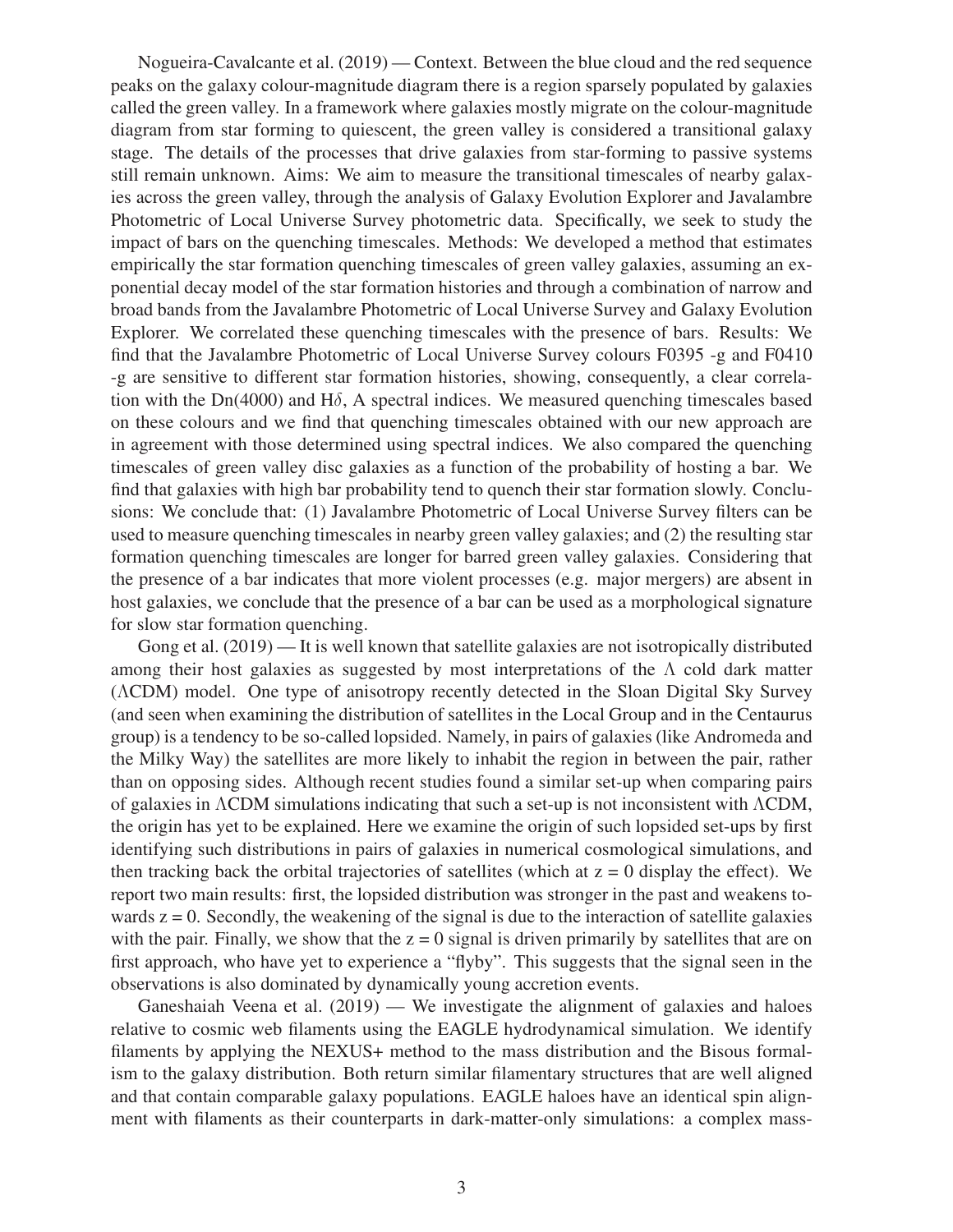Nogueira-Cavalcante et al. (2019) — Context. Between the blue cloud and the red sequence peaks on the galaxy colour-magnitude diagram there is a region sparsely populated by galaxies called the green valley. In a framework where galaxies mostly migrate on the colour-magnitude diagram from star forming to quiescent, the green valley is considered a transitional galaxy stage. The details of the processes that drive galaxies from star-forming to passive systems still remain unknown. Aims: We aim to measure the transitional timescales of nearby galaxies across the green valley, through the analysis of Galaxy Evolution Explorer and Javalambre Photometric of Local Universe Survey photometric data. Specifically, we seek to study the impact of bars on the quenching timescales. Methods: We developed a method that estimates empirically the star formation quenching timescales of green valley galaxies, assuming an exponential decay model of the star formation histories and through a combination of narrow and broad bands from the Javalambre Photometric of Local Universe Survey and Galaxy Evolution Explorer. We correlated these quenching timescales with the presence of bars. Results: We find that the Javalambre Photometric of Local Universe Survey colours F0395 -g and F0410 -g are sensitive to different star formation histories, showing, consequently, a clear correlation with the Dn(4000) and H$\delta$, A spectral indices. We measured quenching timescales based on these colours and we find that quenching timescales obtained with our new approach are in agreement with those determined using spectral indices. We also compared the quenching timescales of green valley disc galaxies as a function of the probability of hosting a bar. We find that galaxies with high bar probability tend to quench their star formation slowly. Conclusions: We conclude that: (1) Javalambre Photometric of Local Universe Survey filters can be used to measure quenching timescales in nearby green valley galaxies; and (2) the resulting star formation quenching timescales are longer for barred green valley galaxies. Considering that the presence of a bar indicates that more violent processes (e.g. major mergers) are absent in host galaxies, we conclude that the presence of a bar can be used as a morphological signature for slow star formation quenching.

Gong et al. (2019) — It is well known that satellite galaxies are not isotropically distributed among their host galaxies as suggested by most interpretations of the $\Lambda$ cold dark matter ($\Lambda$CDM) model. One type of anisotropy recently detected in the Sloan Digital Sky Survey (and seen when examining the distribution of satellites in the Local Group and in the Centaurus group) is a tendency to be so-called lopsided. Namely, in pairs of galaxies (like Andromeda and the Milky Way) the satellites are more likely to inhabit the region in between the pair, rather than on opposing sides. Although recent studies found a similar set-up when comparing pairs of galaxies in $\Lambda$CDM simulations indicating that such a set-up is not inconsistent with $\Lambda$CDM, the origin has yet to be explained. Here we examine the origin of such lopsided set-ups by first identifying such distributions in pairs of galaxies in numerical cosmological simulations, and then tracking back the orbital trajectories of satellites (which at $z = 0$ display the effect). We report two main results: first, the lopsided distribution was stronger in the past and weakens towards $z = 0$. Secondly, the weakening of the signal is due to the interaction of satellite galaxies with the pair. Finally, we show that the $z = 0$ signal is driven primarily by satellites that are on first approach, who have yet to experience a "flyby". This suggests that the signal seen in the observations is also dominated by dynamically young accretion events.

Ganeshaiah Veena et al. (2019) — We investigate the alignment of galaxies and haloes relative to cosmic web filaments using the EAGLE hydrodynamical simulation. We identify filaments by applying the NEXUS+ method to the mass distribution and the Bisous formalism to the galaxy distribution. Both return similar filamentary structures that are well aligned and that contain comparable galaxy populations. EAGLE haloes have an identical spin alignment with filaments as their counterparts in dark-matter-only simulations: a complex mass-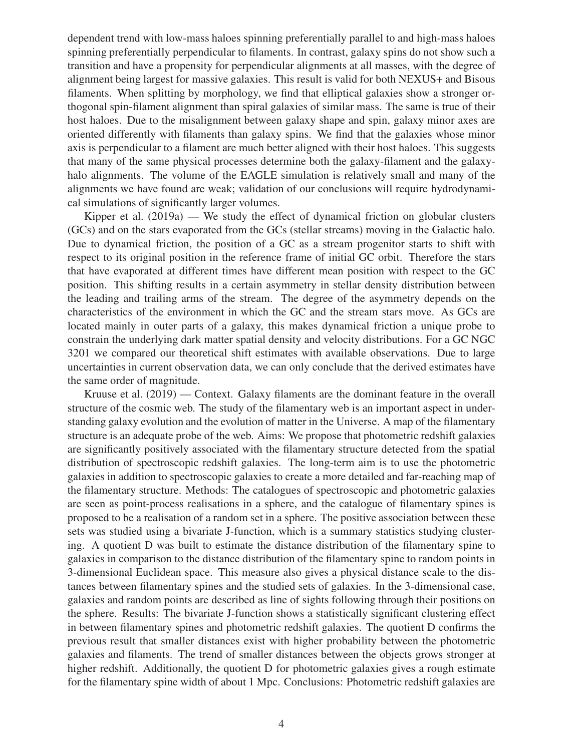dependent trend with low-mass haloes spinning preferentially parallel to and high-mass haloes spinning preferentially perpendicular to filaments. In contrast, galaxy spins do not show such a transition and have a propensity for perpendicular alignments at all masses, with the degree of alignment being largest for massive galaxies. This result is valid for both NEXUS+ and Bisous filaments. When splitting by morphology, we find that elliptical galaxies show a stronger orthogonal spin-filament alignment than spiral galaxies of similar mass. The same is true of their host haloes. Due to the misalignment between galaxy shape and spin, galaxy minor axes are oriented differently with filaments than galaxy spins. We find that the galaxies whose minor axis is perpendicular to a filament are much better aligned with their host haloes. This suggests that many of the same physical processes determine both the galaxy-filament and the galaxy-halo alignments. The volume of the EAGLE simulation is relatively small and many of the alignments we have found are weak; validation of our conclusions will require hydrodynamical simulations of significantly larger volumes.

Kipper et al. (2019a) — We study the effect of dynamical friction on globular clusters (GCs) and on the stars evaporated from the GCs (stellar streams) moving in the Galactic halo. Due to dynamical friction, the position of a GC as a stream progenitor starts to shift with respect to its original position in the reference frame of initial GC orbit. Therefore the stars that have evaporated at different times have different mean position with respect to the GC position. This shifting results in a certain asymmetry in stellar density distribution between the leading and trailing arms of the stream. The degree of the asymmetry depends on the characteristics of the environment in which the GC and the stream stars move. As GCs are located mainly in outer parts of a galaxy, this makes dynamical friction a unique probe to constrain the underlying dark matter spatial density and velocity distributions. For a GC NGC 3201 we compared our theoretical shift estimates with available observations. Due to large uncertainties in current observation data, we can only conclude that the derived estimates have the same order of magnitude.

Kruuse et al. (2019) — Context. Galaxy filaments are the dominant feature in the overall structure of the cosmic web. The study of the filamentary web is an important aspect in understanding galaxy evolution and the evolution of matter in the Universe. A map of the filamentary structure is an adequate probe of the web. Aims: We propose that photometric redshift galaxies are significantly positively associated with the filamentary structure detected from the spatial distribution of spectroscopic redshift galaxies. The long-term aim is to use the photometric galaxies in addition to spectroscopic galaxies to create a more detailed and far-reaching map of the filamentary structure. Methods: The catalogues of spectroscopic and photometric galaxies are seen as point-process realisations in a sphere, and the catalogue of filamentary spines is proposed to be a realisation of a random set in a sphere. The positive association between these sets was studied using a bivariate J-function, which is a summary statistics studying clustering. A quotient D was built to estimate the distance distribution of the filamentary spine to galaxies in comparison to the distance distribution of the filamentary spine to random points in 3-dimensional Euclidean space. This measure also gives a physical distance scale to the distances between filamentary spines and the studied sets of galaxies. In the 3-dimensional case, galaxies and random points are described as line of sights following through their positions on the sphere. Results: The bivariate J-function shows a statistically significant clustering effect in between filamentary spines and photometric redshift galaxies. The quotient D confirms the previous result that smaller distances exist with higher probability between the photometric galaxies and filaments. The trend of smaller distances between the objects grows stronger at higher redshift. Additionally, the quotient D for photometric galaxies gives a rough estimate for the filamentary spine width of about 1 Mpc. Conclusions: Photometric redshift galaxies are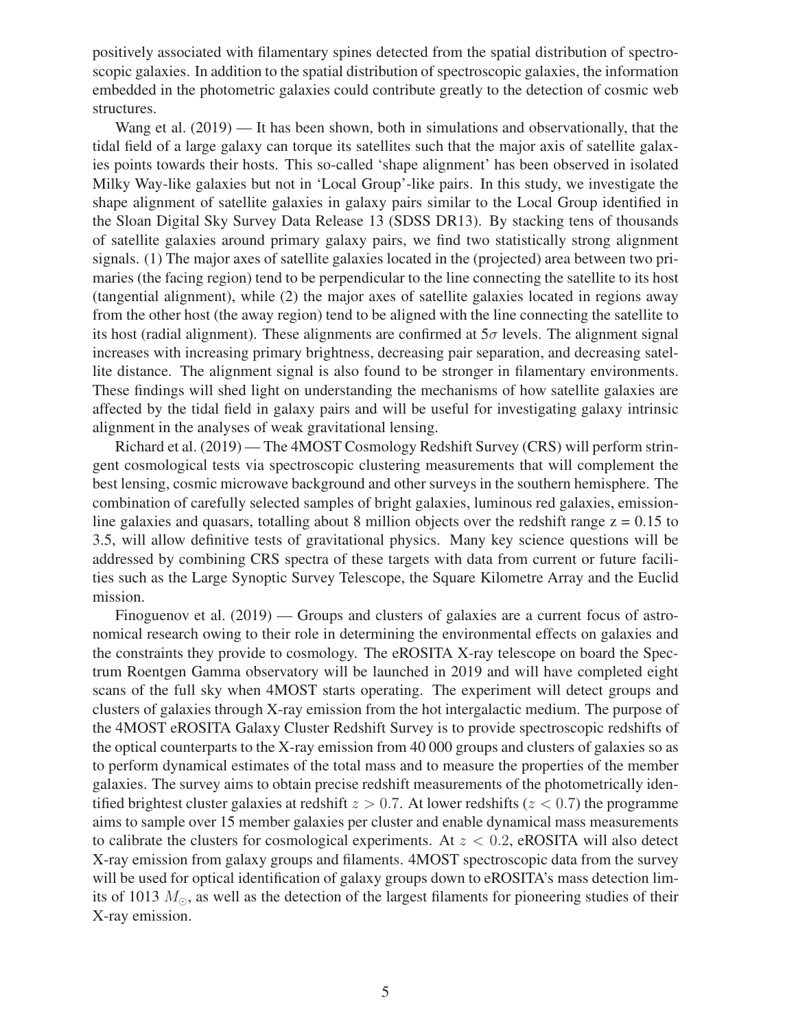positively associated with filamentary spines detected from the spatial distribution of spectroscopic galaxies. In addition to the spatial distribution of spectroscopic galaxies, the information embedded in the photometric galaxies could contribute greatly to the detection of cosmic web structures.

Wang et al. (2019) — It has been shown, both in simulations and observationally, that the tidal field of a large galaxy can torque its satellites such that the major axis of satellite galaxies points towards their hosts. This so-called 'shape alignment' has been observed in isolated Milky Way-like galaxies but not in 'Local Group'-like pairs. In this study, we investigate the shape alignment of satellite galaxies in galaxy pairs similar to the Local Group identified in the Sloan Digital Sky Survey Data Release 13 (SDSS DR13). By stacking tens of thousands of satellite galaxies around primary galaxy pairs, we find two statistically strong alignment signals. (1) The major axes of satellite galaxies located in the (projected) area between two primaries (the facing region) tend to be perpendicular to the line connecting the satellite to its host (tangential alignment), while (2) the major axes of satellite galaxies located in regions away from the other host (the away region) tend to be aligned with the line connecting the satellite to its host (radial alignment). These alignments are confirmed at $5\sigma$ levels. The alignment signal increases with increasing primary brightness, decreasing pair separation, and decreasing satellite distance. The alignment signal is also found to be stronger in filamentary environments. These findings will shed light on understanding the mechanisms of how satellite galaxies are affected by the tidal field in galaxy pairs and will be useful for investigating galaxy intrinsic alignment in the analyses of weak gravitational lensing.

Richard et al. (2019) — The 4MOST Cosmology Redshift Survey (CRS) will perform stringent cosmological tests via spectroscopic clustering measurements that will complement the best lensing, cosmic microwave background and other surveys in the southern hemisphere. The combination of carefully selected samples of bright galaxies, luminous red galaxies, emission-line galaxies and quasars, totalling about 8 million objects over the redshift range z = 0.15 to 3.5, will allow definitive tests of gravitational physics. Many key science questions will be addressed by combining CRS spectra of these targets with data from current or future facilities such as the Large Synoptic Survey Telescope, the Square Kilometre Array and the Euclid mission.

Finoguenov et al. (2019) — Groups and clusters of galaxies are a current focus of astronomical research owing to their role in determining the environmental effects on galaxies and the constraints they provide to cosmology. The eROSITA X-ray telescope on board the Spectrum Roentgen Gamma observatory will be launched in 2019 and will have completed eight scans of the full sky when 4MOST starts operating. The experiment will detect groups and clusters of galaxies through X-ray emission from the hot intergalactic medium. The purpose of the 4MOST eROSITA Galaxy Cluster Redshift Survey is to provide spectroscopic redshifts of the optical counterparts to the X-ray emission from 40 000 groups and clusters of galaxies so as to perform dynamical estimates of the total mass and to measure the properties of the member galaxies. The survey aims to obtain precise redshift measurements of the photometrically identified brightest cluster galaxies at redshift $z > 0.7$. At lower redshifts ($z < 0.7$) the programme aims to sample over 15 member galaxies per cluster and enable dynamical mass measurements to calibrate the clusters for cosmological experiments. At $z < 0.2$, eROSITA will also detect X-ray emission from galaxy groups and filaments. 4MOST spectroscopic data from the survey will be used for optical identification of galaxy groups down to eROSITA's mass detection limits of 1013 $M_{\odot}$, as well as the detection of the largest filaments for pioneering studies of their X-ray emission.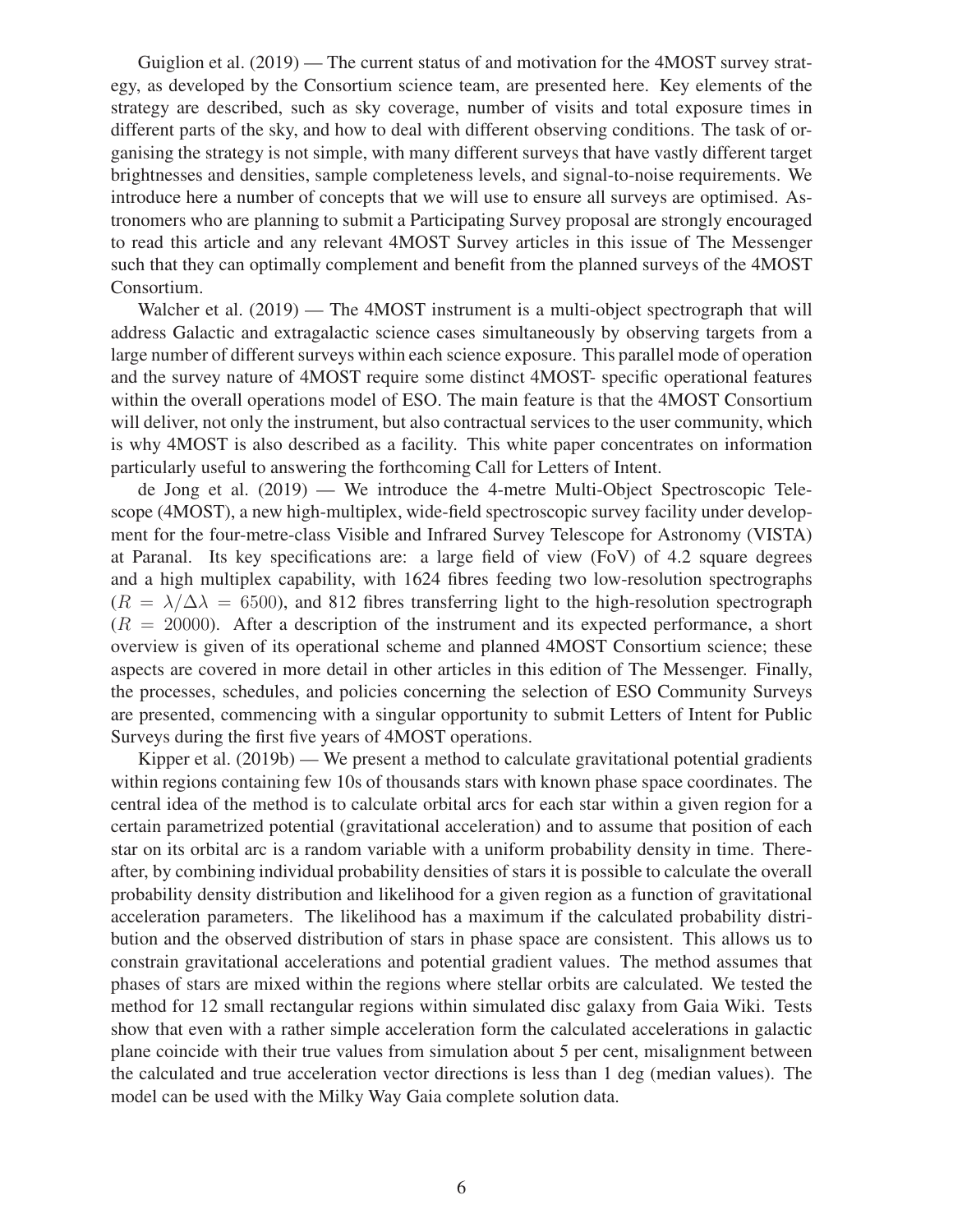Guiglion et al. (2019) — The current status of and motivation for the 4MOST survey strategy, as developed by the Consortium science team, are presented here. Key elements of the strategy are described, such as sky coverage, number of visits and total exposure times in different parts of the sky, and how to deal with different observing conditions. The task of organising the strategy is not simple, with many different surveys that have vastly different target brightnesses and densities, sample completeness levels, and signal-to-noise requirements. We introduce here a number of concepts that we will use to ensure all surveys are optimised. Astronomers who are planning to submit a Participating Survey proposal are strongly encouraged to read this article and any relevant 4MOST Survey articles in this issue of The Messenger such that they can optimally complement and benefit from the planned surveys of the 4MOST Consortium.

Walcher et al. (2019) — The 4MOST instrument is a multi-object spectrograph that will address Galactic and extragalactic science cases simultaneously by observing targets from a large number of different surveys within each science exposure. This parallel mode of operation and the survey nature of 4MOST require some distinct 4MOST- specific operational features within the overall operations model of ESO. The main feature is that the 4MOST Consortium will deliver, not only the instrument, but also contractual services to the user community, which is why 4MOST is also described as a facility. This white paper concentrates on information particularly useful to answering the forthcoming Call for Letters of Intent.

de Jong et al. (2019) — We introduce the 4-metre Multi-Object Spectroscopic Telescope (4MOST), a new high-multiplex, wide-field spectroscopic survey facility under development for the four-metre-class Visible and Infrared Survey Telescope for Astronomy (VISTA) at Paranal. Its key specifications are: a large field of view (FoV) of 4.2 square degrees and a high multiplex capability, with 1624 fibres feeding two low-resolution spectrographs ($R = \lambda/\Delta\lambda = 6500$), and 812 fibres transferring light to the high-resolution spectrograph ($R = 20000$). After a description of the instrument and its expected performance, a short overview is given of its operational scheme and planned 4MOST Consortium science; these aspects are covered in more detail in other articles in this edition of The Messenger. Finally, the processes, schedules, and policies concerning the selection of ESO Community Surveys are presented, commencing with a singular opportunity to submit Letters of Intent for Public Surveys during the first five years of 4MOST operations.

Kipper et al. (2019b) — We present a method to calculate gravitational potential gradients within regions containing few 10s of thousands stars with known phase space coordinates. The central idea of the method is to calculate orbital arcs for each star within a given region for a certain parametrized potential (gravitational acceleration) and to assume that position of each star on its orbital arc is a random variable with a uniform probability density in time. Thereafter, by combining individual probability densities of stars it is possible to calculate the overall probability density distribution and likelihood for a given region as a function of gravitational acceleration parameters. The likelihood has a maximum if the calculated probability distribution and the observed distribution of stars in phase space are consistent. This allows us to constrain gravitational accelerations and potential gradient values. The method assumes that phases of stars are mixed within the regions where stellar orbits are calculated. We tested the method for 12 small rectangular regions within simulated disc galaxy from Gaia Wiki. Tests show that even with a rather simple acceleration form the calculated accelerations in galactic plane coincide with their true values from simulation about 5 per cent, misalignment between the calculated and true acceleration vector directions is less than 1 deg (median values). The model can be used with the Milky Way Gaia complete solution data.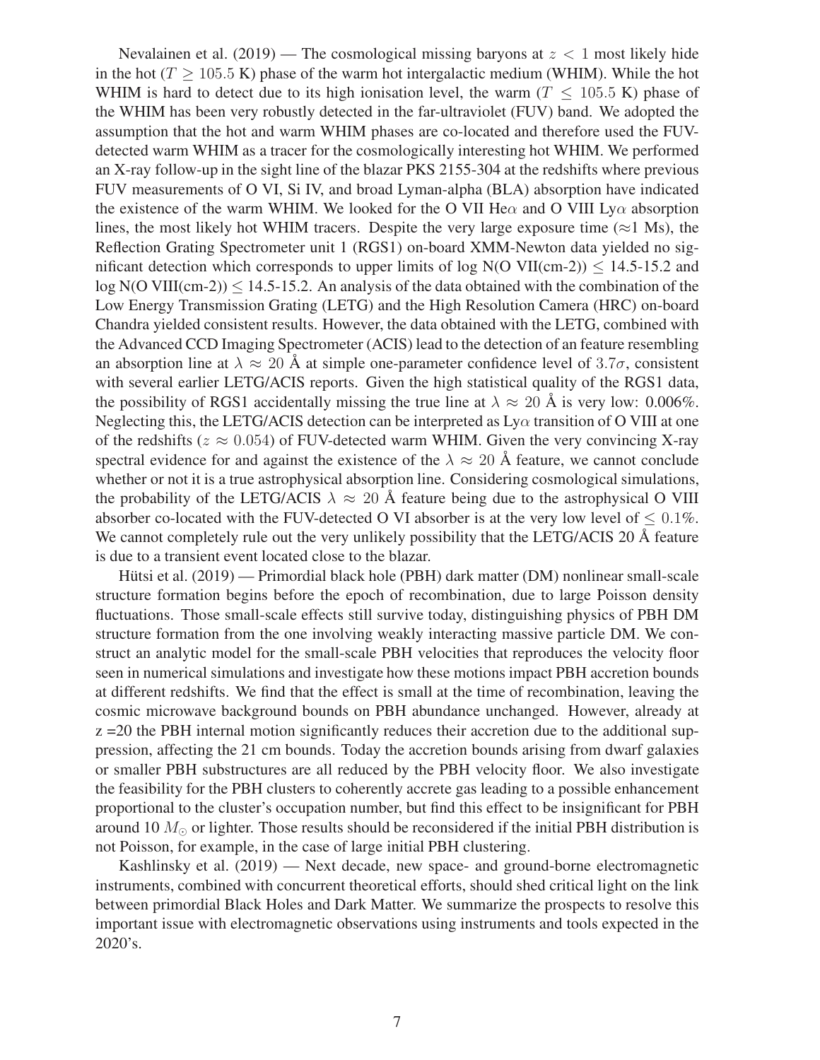Nevalainen et al. (2019) — The cosmological missing baryons at $z < 1$ most likely hide in the hot ($T \geq 105.5$ K) phase of the warm hot intergalactic medium (WHIM). While the hot WHIM is hard to detect due to its high ionisation level, the warm ($T \leq 105.5$ K) phase of the WHIM has been very robustly detected in the far-ultraviolet (FUV) band. We adopted the assumption that the hot and warm WHIM phases are co-located and therefore used the FUV-detected warm WHIM as a tracer for the cosmologically interesting hot WHIM. We performed an X-ray follow-up in the sight line of the blazar PKS 2155-304 at the redshifts where previous FUV measurements of O VI, Si IV, and broad Lyman-alpha (BLA) absorption have indicated the existence of the warm WHIM. We looked for the O VII He$\alpha$ and O VIII Ly$\alpha$ absorption lines, the most likely hot WHIM tracers. Despite the very large exposure time ($\approx$1 Ms), the Reflection Grating Spectrometer unit 1 (RGS1) on-board XMM-Newton data yielded no significant detection which corresponds to upper limits of log N(O VII(cm-2)) $\leq$ 14.5-15.2 and log N(O VIII(cm-2)) $\leq$ 14.5-15.2. An analysis of the data obtained with the combination of the Low Energy Transmission Grating (LETG) and the High Resolution Camera (HRC) on-board Chandra yielded consistent results. However, the data obtained with the LETG, combined with the Advanced CCD Imaging Spectrometer (ACIS) lead to the detection of an feature resembling an absorption line at $\lambda \approx 20$ Å at simple one-parameter confidence level of $3.7\sigma$, consistent with several earlier LETG/ACIS reports. Given the high statistical quality of the RGS1 data, the possibility of RGS1 accidentally missing the true line at $\lambda \approx 20$ Å is very low: 0.006%. Neglecting this, the LETG/ACIS detection can be interpreted as Ly$\alpha$ transition of O VIII at one of the redshifts ($z \approx 0.054$) of FUV-detected warm WHIM. Given the very convincing X-ray spectral evidence for and against the existence of the $\lambda \approx 20$ Å feature, we cannot conclude whether or not it is a true astrophysical absorption line. Considering cosmological simulations, the probability of the LETG/ACIS $\lambda \approx 20$ Å feature being due to the astrophysical O VIII absorber co-located with the FUV-detected O VI absorber is at the very low level of $\leq 0.1\%$. We cannot completely rule out the very unlikely possibility that the LETG/ACIS 20 Å feature is due to a transient event located close to the blazar.

Hütsi et al. (2019) — Primordial black hole (PBH) dark matter (DM) nonlinear small-scale structure formation begins before the epoch of recombination, due to large Poisson density fluctuations. Those small-scale effects still survive today, distinguishing physics of PBH DM structure formation from the one involving weakly interacting massive particle DM. We construct an analytic model for the small-scale PBH velocities that reproduces the velocity floor seen in numerical simulations and investigate how these motions impact PBH accretion bounds at different redshifts. We find that the effect is small at the time of recombination, leaving the cosmic microwave background bounds on PBH abundance unchanged. However, already at z =20 the PBH internal motion significantly reduces their accretion due to the additional suppression, affecting the 21 cm bounds. Today the accretion bounds arising from dwarf galaxies or smaller PBH substructures are all reduced by the PBH velocity floor. We also investigate the feasibility for the PBH clusters to coherently accrete gas leading to a possible enhancement proportional to the cluster's occupation number, but find this effect to be insignificant for PBH around 10 $M_{\odot}$ or lighter. Those results should be reconsidered if the initial PBH distribution is not Poisson, for example, in the case of large initial PBH clustering.

Kashlinsky et al. (2019) — Next decade, new space- and ground-borne electromagnetic instruments, combined with concurrent theoretical efforts, should shed critical light on the link between primordial Black Holes and Dark Matter. We summarize the prospects to resolve this important issue with electromagnetic observations using instruments and tools expected in the 2020's.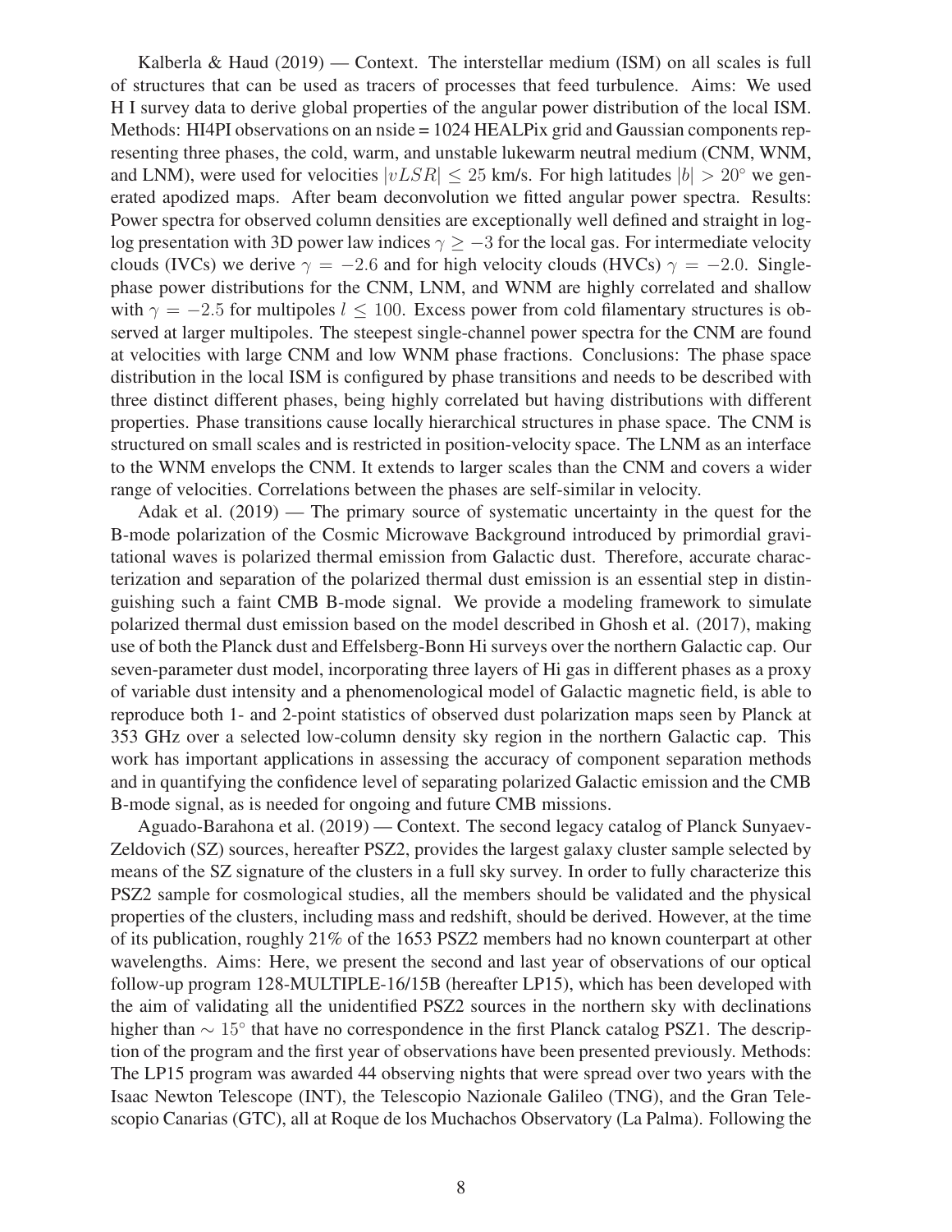Kalberla & Haud (2019) — Context. The interstellar medium (ISM) on all scales is full of structures that can be used as tracers of processes that feed turbulence. Aims: We used H I survey data to derive global properties of the angular power distribution of the local ISM. Methods: HI4PI observations on an nside = 1024 HEALPix grid and Gaussian components representing three phases, the cold, warm, and unstable lukewarm neutral medium (CNM, WNM, and LNM), were used for velocities $|vLSR| \leq 25$ km/s. For high latitudes $|b| > 20^{\circ}$ we generated apodized maps. After beam deconvolution we fitted angular power spectra. Results: Power spectra for observed column densities are exceptionally well defined and straight in log-log presentation with 3D power law indices $\gamma \geq -3$ for the local gas. For intermediate velocity clouds (IVCs) we derive $\gamma = -2.6$ and for high velocity clouds (HVCs) $\gamma = -2.0$. Single-phase power distributions for the CNM, LNM, and WNM are highly correlated and shallow with $\gamma = -2.5$ for multipoles $l \leq 100$. Excess power from cold filamentary structures is observed at larger multipoles. The steepest single-channel power spectra for the CNM are found at velocities with large CNM and low WNM phase fractions. Conclusions: The phase space distribution in the local ISM is configured by phase transitions and needs to be described with three distinct different phases, being highly correlated but having distributions with different properties. Phase transitions cause locally hierarchical structures in phase space. The CNM is structured on small scales and is restricted in position-velocity space. The LNM as an interface to the WNM envelops the CNM. It extends to larger scales than the CNM and covers a wider range of velocities. Correlations between the phases are self-similar in velocity.

Adak et al. (2019) — The primary source of systematic uncertainty in the quest for the B-mode polarization of the Cosmic Microwave Background introduced by primordial gravitational waves is polarized thermal emission from Galactic dust. Therefore, accurate characterization and separation of the polarized thermal dust emission is an essential step in distinguishing such a faint CMB B-mode signal. We provide a modeling framework to simulate polarized thermal dust emission based on the model described in Ghosh et al. (2017), making use of both the Planck dust and Effelsberg-Bonn Hi surveys over the northern Galactic cap. Our seven-parameter dust model, incorporating three layers of Hi gas in different phases as a proxy of variable dust intensity and a phenomenological model of Galactic magnetic field, is able to reproduce both 1- and 2-point statistics of observed dust polarization maps seen by Planck at 353 GHz over a selected low-column density sky region in the northern Galactic cap. This work has important applications in assessing the accuracy of component separation methods and in quantifying the confidence level of separating polarized Galactic emission and the CMB B-mode signal, as is needed for ongoing and future CMB missions.

Aguado-Barahona et al. (2019) — Context. The second legacy catalog of Planck Sunyaev-Zeldovich (SZ) sources, hereafter PSZ2, provides the largest galaxy cluster sample selected by means of the SZ signature of the clusters in a full sky survey. In order to fully characterize this PSZ2 sample for cosmological studies, all the members should be validated and the physical properties of the clusters, including mass and redshift, should be derived. However, at the time of its publication, roughly 21% of the 1653 PSZ2 members had no known counterpart at other wavelengths. Aims: Here, we present the second and last year of observations of our optical follow-up program 128-MULTIPLE-16/15B (hereafter LP15), which has been developed with the aim of validating all the unidentified PSZ2 sources in the northern sky with declinations higher than $\sim 15^{\circ}$ that have no correspondence in the first Planck catalog PSZ1. The description of the program and the first year of observations have been presented previously. Methods: The LP15 program was awarded 44 observing nights that were spread over two years with the Isaac Newton Telescope (INT), the Telescopio Nazionale Galileo (TNG), and the Gran Telescopio Canarias (GTC), all at Roque de los Muchachos Observatory (La Palma). Following the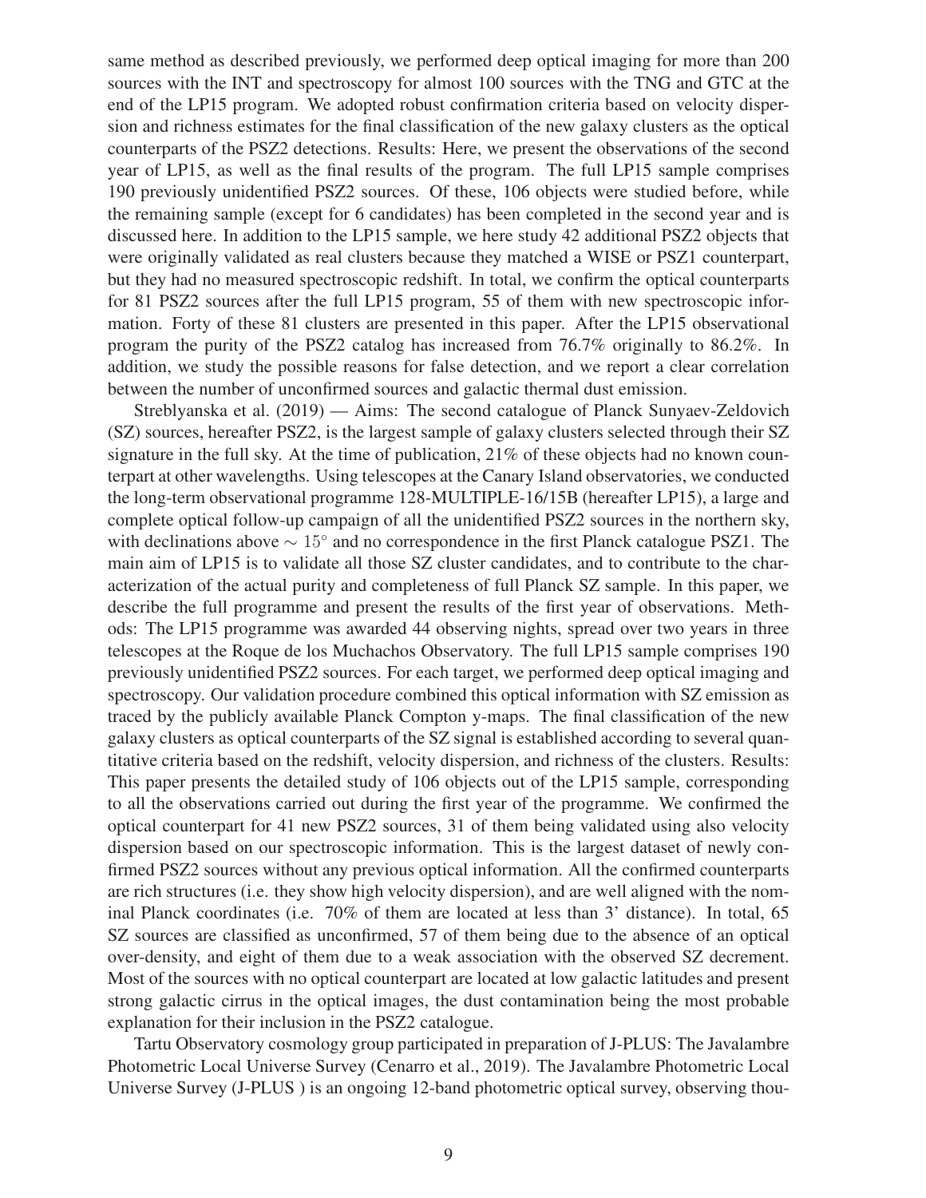same method as described previously, we performed deep optical imaging for more than 200 sources with the INT and spectroscopy for almost 100 sources with the TNG and GTC at the end of the LP15 program. We adopted robust confirmation criteria based on velocity dispersion and richness estimates for the final classification of the new galaxy clusters as the optical counterparts of the PSZ2 detections. Results: Here, we present the observations of the second year of LP15, as well as the final results of the program. The full LP15 sample comprises 190 previously unidentified PSZ2 sources. Of these, 106 objects were studied before, while the remaining sample (except for 6 candidates) has been completed in the second year and is discussed here. In addition to the LP15 sample, we here study 42 additional PSZ2 objects that were originally validated as real clusters because they matched a WISE or PSZ1 counterpart, but they had no measured spectroscopic redshift. In total, we confirm the optical counterparts for 81 PSZ2 sources after the full LP15 program, 55 of them with new spectroscopic information. Forty of these 81 clusters are presented in this paper. After the LP15 observational program the purity of the PSZ2 catalog has increased from 76.7% originally to 86.2%. In addition, we study the possible reasons for false detection, and we report a clear correlation between the number of unconfirmed sources and galactic thermal dust emission.

Streblyanska et al. (2019) — Aims: The second catalogue of Planck Sunyaev-Zeldovich (SZ) sources, hereafter PSZ2, is the largest sample of galaxy clusters selected through their SZ signature in the full sky. At the time of publication, 21% of these objects had no known counterpart at other wavelengths. Using telescopes at the Canary Island observatories, we conducted the long-term observational programme 128-MULTIPLE-16/15B (hereafter LP15), a large and complete optical follow-up campaign of all the unidentified PSZ2 sources in the northern sky, with declinations above $\sim 15^{\circ}$ and no correspondence in the first Planck catalogue PSZ1. The main aim of LP15 is to validate all those SZ cluster candidates, and to contribute to the characterization of the actual purity and completeness of full Planck SZ sample. In this paper, we describe the full programme and present the results of the first year of observations. Methods: The LP15 programme was awarded 44 observing nights, spread over two years in three telescopes at the Roque de los Muchachos Observatory. The full LP15 sample comprises 190 previously unidentified PSZ2 sources. For each target, we performed deep optical imaging and spectroscopy. Our validation procedure combined this optical information with SZ emission as traced by the publicly available Planck Compton y-maps. The final classification of the new galaxy clusters as optical counterparts of the SZ signal is established according to several quantitative criteria based on the redshift, velocity dispersion, and richness of the clusters. Results: This paper presents the detailed study of 106 objects out of the LP15 sample, corresponding to all the observations carried out during the first year of the programme. We confirmed the optical counterpart for 41 new PSZ2 sources, 31 of them being validated using also velocity dispersion based on our spectroscopic information. This is the largest dataset of newly confirmed PSZ2 sources without any previous optical information. All the confirmed counterparts are rich structures (i.e. they show high velocity dispersion), and are well aligned with the nominal Planck coordinates (i.e. 70% of them are located at less than 3' distance). In total, 65 SZ sources are classified as unconfirmed, 57 of them being due to the absence of an optical over-density, and eight of them due to a weak association with the observed SZ decrement. Most of the sources with no optical counterpart are located at low galactic latitudes and present strong galactic cirrus in the optical images, the dust contamination being the most probable explanation for their inclusion in the PSZ2 catalogue.

Tartu Observatory cosmology group participated in preparation of J-PLUS: The Javalambre Photometric Local Universe Survey (Cenarro et al., 2019). The Javalambre Photometric Local Universe Survey (J-PLUS ) is an ongoing 12-band photometric optical survey, observing thou-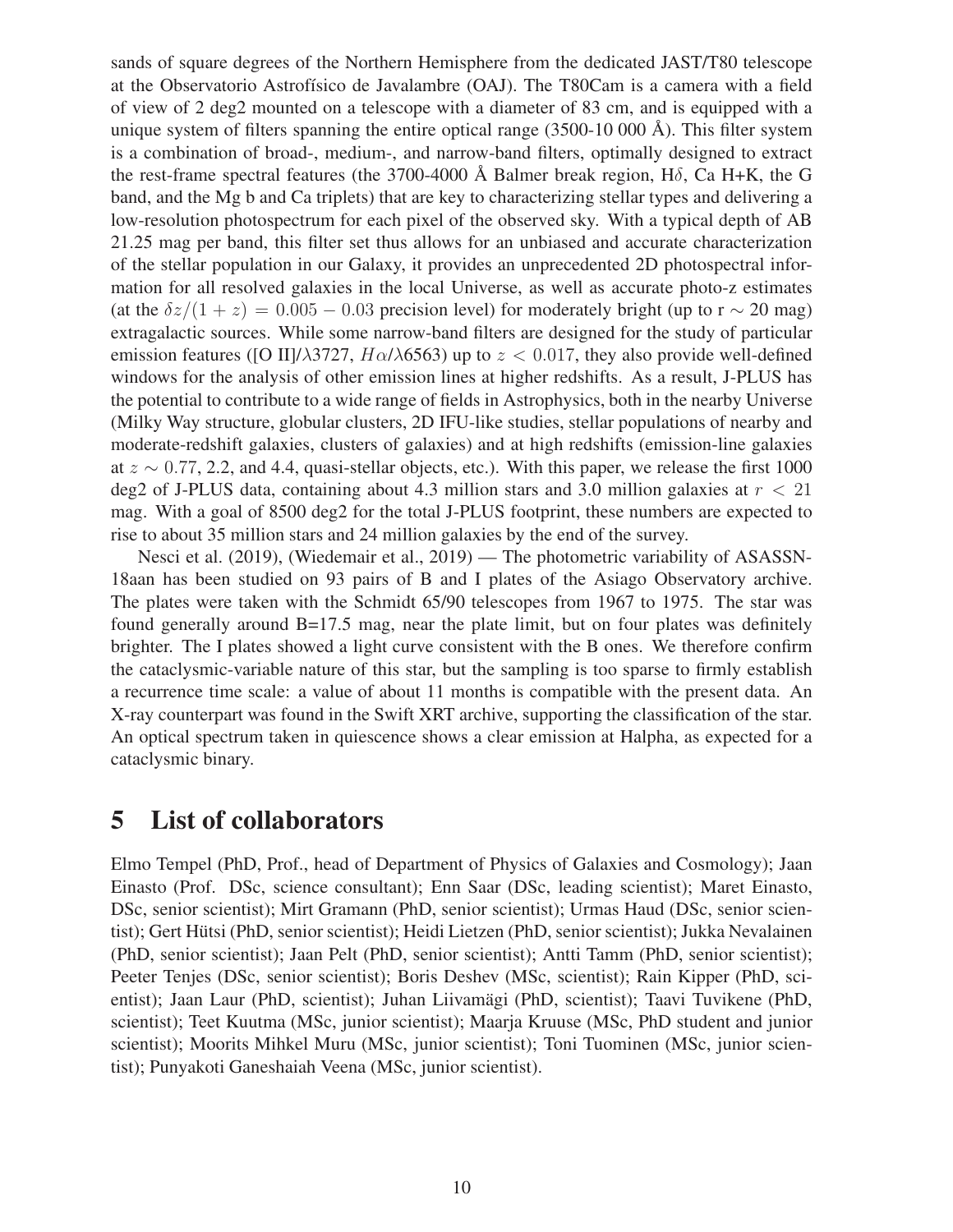sands of square degrees of the Northern Hemisphere from the dedicated JAST/T80 telescope at the Observatorio Astrofísico de Javalambre (OAJ). The T80Cam is a camera with a field of view of 2 deg2 mounted on a telescope with a diameter of 83 cm, and is equipped with a unique system of filters spanning the entire optical range (3500-10 000 Å). This filter system is a combination of broad-, medium-, and narrow-band filters, optimally designed to extract the rest-frame spectral features (the 3700-4000 Å Balmer break region, H$\delta$, Ca H+K, the G band, and the Mg b and Ca triplets) that are key to characterizing stellar types and delivering a low-resolution photospectrum for each pixel of the observed sky. With a typical depth of AB 21.25 mag per band, this filter set thus allows for an unbiased and accurate characterization of the stellar population in our Galaxy, it provides an unprecedented 2D photospectral information for all resolved galaxies in the local Universe, as well as accurate photo-z estimates (at the $\delta z/(1+z) = 0.005 - 0.03$ precision level) for moderately bright (up to r $\sim$ 20 mag) extragalactic sources. While some narrow-band filters are designed for the study of particular emission features ([O II]/$\lambda$3727, $H\alpha$/$\lambda$6563) up to $z < 0.017$, they also provide well-defined windows for the analysis of other emission lines at higher redshifts. As a result, J-PLUS has the potential to contribute to a wide range of fields in Astrophysics, both in the nearby Universe (Milky Way structure, globular clusters, 2D IFU-like studies, stellar populations of nearby and moderate-redshift galaxies, clusters of galaxies) and at high redshifts (emission-line galaxies at $z \sim 0.77$, 2.2, and 4.4, quasi-stellar objects, etc.). With this paper, we release the first 1000 deg2 of J-PLUS data, containing about 4.3 million stars and 3.0 million galaxies at $r < 21$ mag. With a goal of 8500 deg2 for the total J-PLUS footprint, these numbers are expected to rise to about 35 million stars and 24 million galaxies by the end of the survey.

Nesci et al. (2019), (Wiedemair et al., 2019) — The photometric variability of ASASSN-18aan has been studied on 93 pairs of B and I plates of the Asiago Observatory archive. The plates were taken with the Schmidt 65/90 telescopes from 1967 to 1975. The star was found generally around B=17.5 mag, near the plate limit, but on four plates was definitely brighter. The I plates showed a light curve consistent with the B ones. We therefore confirm the cataclysmic-variable nature of this star, but the sampling is too sparse to firmly establish a recurrence time scale: a value of about 11 months is compatible with the present data. An X-ray counterpart was found in the Swift XRT archive, supporting the classification of the star. An optical spectrum taken in quiescence shows a clear emission at Halpha, as expected for a cataclysmic binary.

## 5 List of collaborators

Elmo Tempel (PhD, Prof., head of Department of Physics of Galaxies and Cosmology); Jaan Einasto (Prof. DSc, science consultant); Enn Saar (DSc, leading scientist); Maret Einasto, DSc, senior scientist); Mirt Gramann (PhD, senior scientist); Urmas Haud (DSc, senior scientist); Gert Hütsi (PhD, senior scientist); Heidi Lietzen (PhD, senior scientist); Jukka Nevalainen (PhD, senior scientist); Jaan Pelt (PhD, senior scientist); Antti Tamm (PhD, senior scientist); Peeter Tenjes (DSc, senior scientist); Boris Deshev (MSc, scientist); Rain Kipper (PhD, scientist); Jaan Laur (PhD, scientist); Juhan Liivamägi (PhD, scientist); Taavi Tuvikene (PhD, scientist); Teet Kuutma (MSc, junior scientist); Maarja Kruuse (MSc, PhD student and junior scientist); Moorits Mihkel Muru (MSc, junior scientist); Toni Tuominen (MSc, junior scientist); Punyakoti Ganeshaiah Veena (MSc, junior scientist).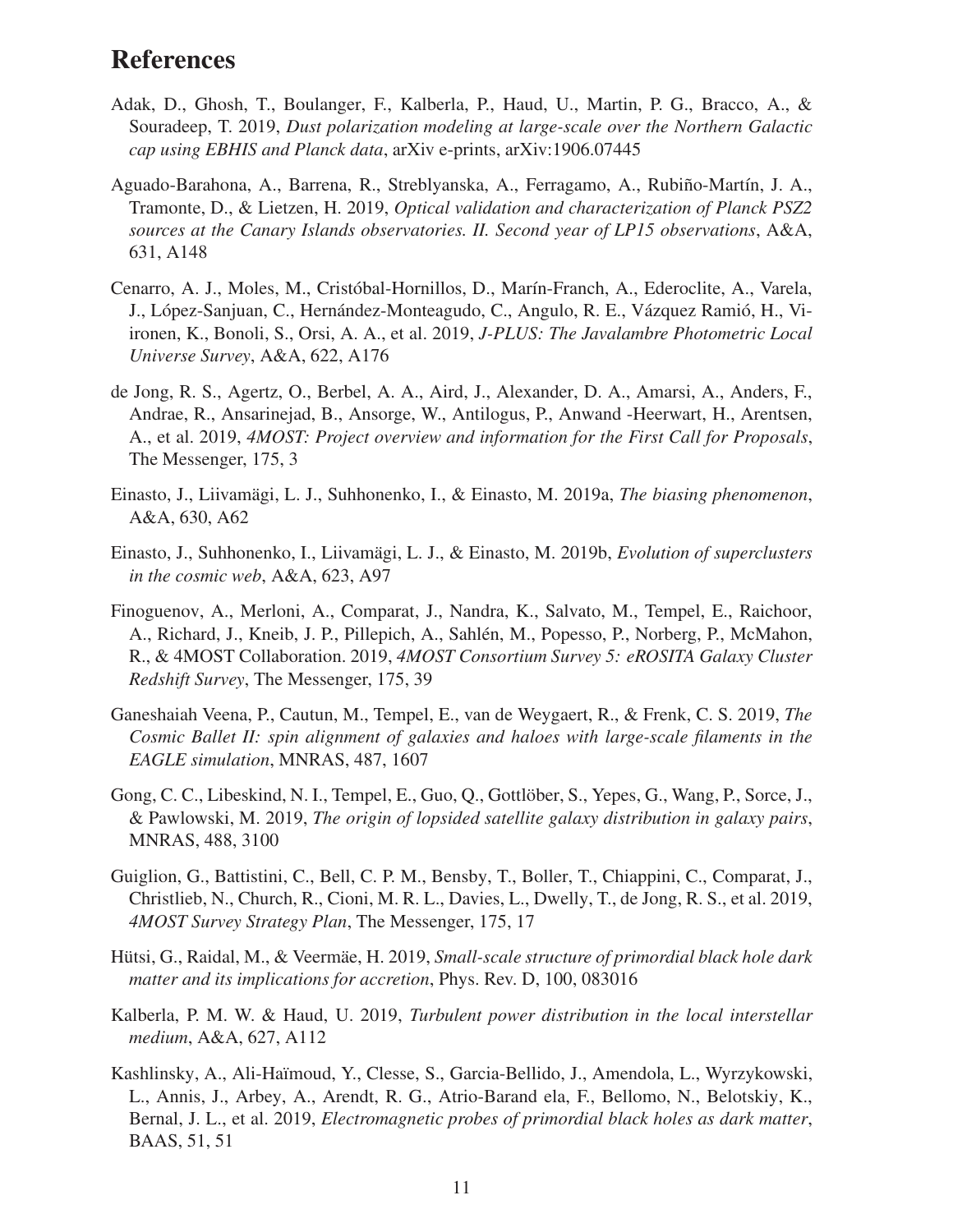# References

Adak, D., Ghosh, T., Boulanger, F., Kalberla, P., Haud, U., Martin, P. G., Bracco, A., & Souradeep, T. 2019, *Dust polarization modeling at large-scale over the Northern Galactic cap using EBHIS and Planck data*, arXiv e-prints, arXiv:1906.07445

Aguado-Barahona, A., Barrena, R., Streblyanska, A., Ferragamo, A., Rubiño-Martín, J. A., Tramonte, D., & Lietzen, H. 2019, *Optical validation and characterization of Planck PSZ2 sources at the Canary Islands observatories. II. Second year of LP15 observations*, A&A, 631, A148

Cenarro, A. J., Moles, M., Cristóbal-Hornillos, D., Marín-Franch, A., Ederoclite, A., Varela, J., López-Sanjuan, C., Hernández-Monteagudo, C., Angulo, R. E., Vázquez Ramió, H., Viironen, K., Bonoli, S., Orsi, A. A., et al. 2019, *J-PLUS: The Javalambre Photometric Local Universe Survey*, A&A, 622, A176

de Jong, R. S., Agertz, O., Berbel, A. A., Aird, J., Alexander, D. A., Amarsi, A., Anders, F., Andrae, R., Ansarinejad, B., Ansorge, W., Antilogus, P., Anwand -Heerwart, H., Arentsen, A., et al. 2019, *4MOST: Project overview and information for the First Call for Proposals*, The Messenger, 175, 3

Einasto, J., Liivamägi, L. J., Suhhonenko, I., & Einasto, M. 2019a, *The biasing phenomenon*, A&A, 630, A62

Einasto, J., Suhhonenko, I., Liivamägi, L. J., & Einasto, M. 2019b, *Evolution of superclusters in the cosmic web*, A&A, 623, A97

Finoguenov, A., Merloni, A., Comparat, J., Nandra, K., Salvato, M., Tempel, E., Raichoor, A., Richard, J., Kneib, J. P., Pillepich, A., Sahlén, M., Popesso, P., Norberg, P., McMahon, R., & 4MOST Collaboration. 2019, *4MOST Consortium Survey 5: eROSITA Galaxy Cluster Redshift Survey*, The Messenger, 175, 39

Ganeshaiah Veena, P., Cautun, M., Tempel, E., van de Weygaert, R., & Frenk, C. S. 2019, *The Cosmic Ballet II: spin alignment of galaxies and haloes with large-scale filaments in the EAGLE simulation*, MNRAS, 487, 1607

Gong, C. C., Libeskind, N. I., Tempel, E., Guo, Q., Gottlöber, S., Yepes, G., Wang, P., Sorce, J., & Pawlowski, M. 2019, *The origin of lopsided satellite galaxy distribution in galaxy pairs*, MNRAS, 488, 3100

Guiglion, G., Battistini, C., Bell, C. P. M., Bensby, T., Boller, T., Chiappini, C., Comparat, J., Christlieb, N., Church, R., Cioni, M. R. L., Davies, L., Dwelly, T., de Jong, R. S., et al. 2019, *4MOST Survey Strategy Plan*, The Messenger, 175, 17

Hütsi, G., Raidal, M., & Veermäe, H. 2019, *Small-scale structure of primordial black hole dark matter and its implications for accretion*, Phys. Rev. D, 100, 083016

Kalberla, P. M. W. & Haud, U. 2019, *Turbulent power distribution in the local interstellar medium*, A&A, 627, A112

Kashlinsky, A., Ali-Haïmoud, Y., Clesse, S., Garcia-Bellido, J., Amendola, L., Wyrzykowski, L., Annis, J., Arbey, A., Arendt, R. G., Atrio-Barand ela, F., Bellomo, N., Belotskiy, K., Bernal, J. L., et al. 2019, *Electromagnetic probes of primordial black holes as dark matter*, BAAS, 51, 51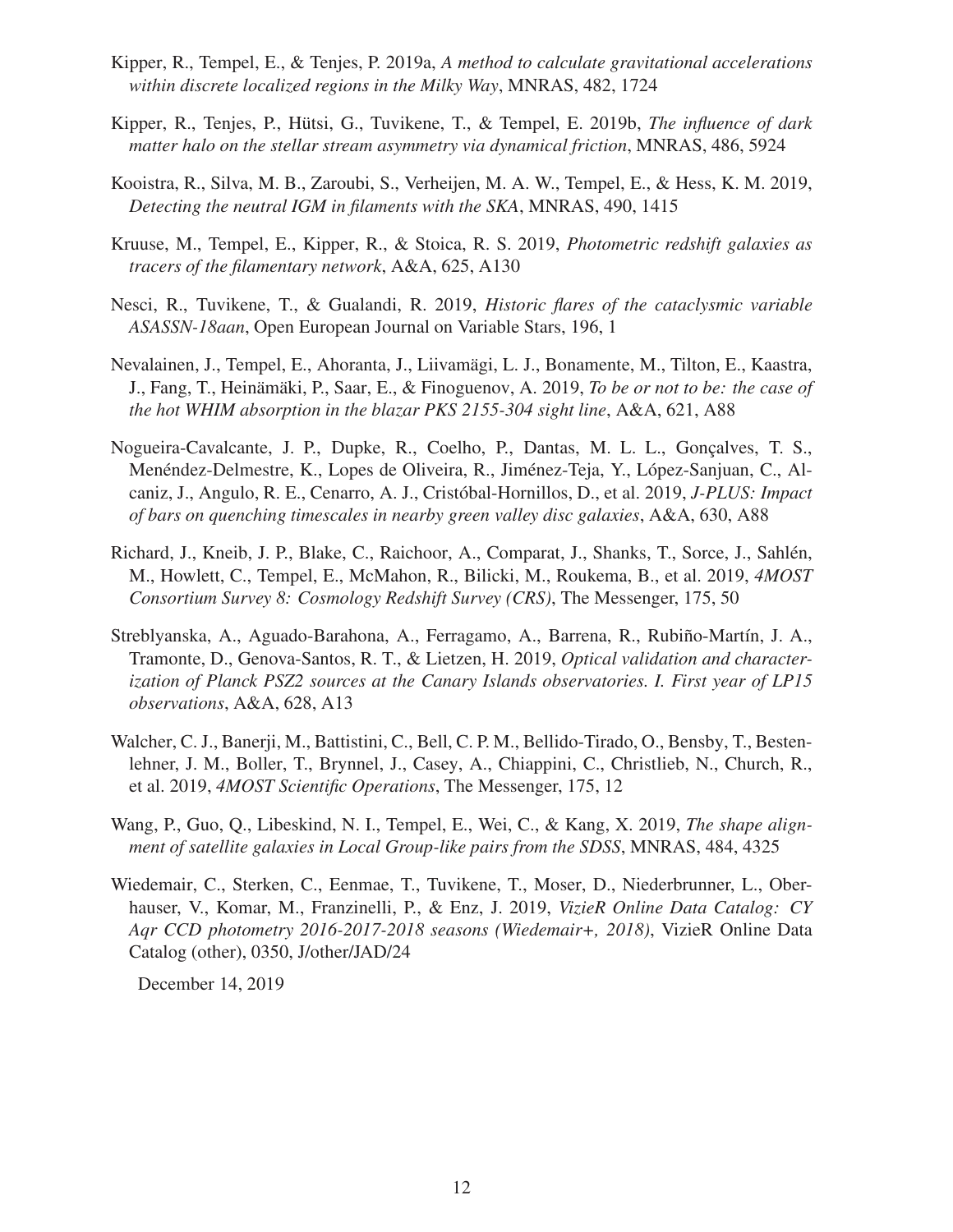Kipper, R., Tempel, E., & Tenjes, P. 2019a, *A method to calculate gravitational accelerations within discrete localized regions in the Milky Way*, MNRAS, 482, 1724

Kipper, R., Tenjes, P., Hütsi, G., Tuvikene, T., & Tempel, E. 2019b, *The influence of dark matter halo on the stellar stream asymmetry via dynamical friction*, MNRAS, 486, 5924

Kooistra, R., Silva, M. B., Zaroubi, S., Verheijen, M. A. W., Tempel, E., & Hess, K. M. 2019, *Detecting the neutral IGM in filaments with the SKA*, MNRAS, 490, 1415

Kruuse, M., Tempel, E., Kipper, R., & Stoica, R. S. 2019, *Photometric redshift galaxies as tracers of the filamentary network*, A&A, 625, A130

Nesci, R., Tuvikene, T., & Gualandi, R. 2019, *Historic flares of the cataclysmic variable ASASSN-18aan*, Open European Journal on Variable Stars, 196, 1

Nevalainen, J., Tempel, E., Ahoranta, J., Liivamägi, L. J., Bonamente, M., Tilton, E., Kaastra, J., Fang, T., Heinämäki, P., Saar, E., & Finoguenov, A. 2019, *To be or not to be: the case of the hot WHIM absorption in the blazar PKS 2155-304 sight line*, A&A, 621, A88

Nogueira-Cavalcante, J. P., Dupke, R., Coelho, P., Dantas, M. L. L., Gonçalves, T. S., Menéndez-Delmestre, K., Lopes de Oliveira, R., Jiménez-Teja, Y., López-Sanjuan, C., Alcaniz, J., Angulo, R. E., Cenarro, A. J., Cristóbal-Hornillos, D., et al. 2019, *J-PLUS: Impact of bars on quenching timescales in nearby green valley disc galaxies*, A&A, 630, A88

Richard, J., Kneib, J. P., Blake, C., Raichoor, A., Comparat, J., Shanks, T., Sorce, J., Sahlén, M., Howlett, C., Tempel, E., McMahon, R., Bilicki, M., Roukema, B., et al. 2019, *4MOST Consortium Survey 8: Cosmology Redshift Survey (CRS)*, The Messenger, 175, 50

Streblyanska, A., Aguado-Barahona, A., Ferragamo, A., Barrena, R., Rubiño-Martín, J. A., Tramonte, D., Genova-Santos, R. T., & Lietzen, H. 2019, *Optical validation and characterization of Planck PSZ2 sources at the Canary Islands observatories. I. First year of LP15 observations*, A&A, 628, A13

Walcher, C. J., Banerji, M., Battistini, C., Bell, C. P. M., Bellido-Tirado, O., Bensby, T., Bestenlehner, J. M., Boller, T., Brynnel, J., Casey, A., Chiappini, C., Christlieb, N., Church, R., et al. 2019, *4MOST Scientific Operations*, The Messenger, 175, 12

Wang, P., Guo, Q., Libeskind, N. I., Tempel, E., Wei, C., & Kang, X. 2019, *The shape alignment of satellite galaxies in Local Group-like pairs from the SDSS*, MNRAS, 484, 4325

Wiedemair, C., Sterken, C., Eenmae, T., Tuvikene, T., Moser, D., Niederbrunner, L., Oberhauser, V., Komar, M., Franzinelli, P., & Enz, J. 2019, *VizieR Online Data Catalog: CY Aqr CCD photometry 2016-2017-2018 seasons (Wiedemair+, 2018)*, VizieR Online Data Catalog (other), 0350, J/other/JAD/24

December 14, 2019